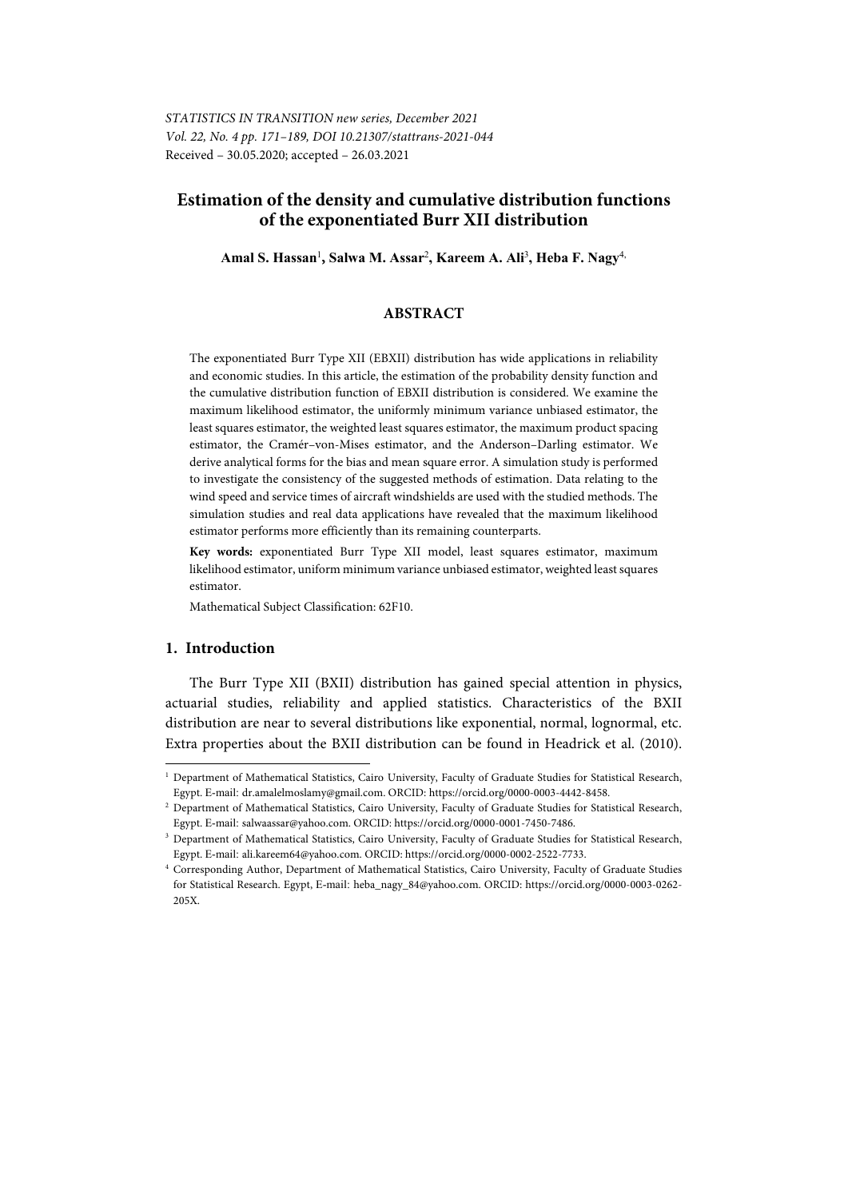STATISTICS IN TRANSITION new series, December 2021
Vol. 22, No. 4 pp. 171–189, DOI 10.21307/stattrans-2021-044
Received – 30.05.2020; accepted – 26.03.2021

# Estimation of the density and cumulative distribution functions of the exponentiated Burr XII distribution

**Amal S. Hassan**[1], **Salwa M. Assar**[2], **Kareem A. Ali**[3], **Heba F. Nagy**[4]

## ABSTRACT

The exponentiated Burr Type XII (EBXII) distribution has wide applications in reliability and economic studies. In this article, the estimation of the probability density function and the cumulative distribution function of EBXII distribution is considered. We examine the maximum likelihood estimator, the uniformly minimum variance unbiased estimator, the least squares estimator, the weighted least squares estimator, the maximum product spacing estimator, the Cramér–von-Mises estimator, and the Anderson–Darling estimator. We derive analytical forms for the bias and mean square error. A simulation study is performed to investigate the consistency of the suggested methods of estimation. Data relating to the wind speed and service times of aircraft windshields are used with the studied methods. The simulation studies and real data applications have revealed that the maximum likelihood estimator performs more efficiently than its remaining counterparts.

**Key words:** exponentiated Burr Type XII model, least squares estimator, maximum likelihood estimator, uniform minimum variance unbiased estimator, weighted least squares estimator.

Mathematical Subject Classification: 62F10.

## 1. Introduction

The Burr Type XII (BXII) distribution has gained special attention in physics, actuarial studies, reliability and applied statistics. Characteristics of the BXII distribution are near to several distributions like exponential, normal, lognormal, etc. Extra properties about the BXII distribution can be found in Headrick et al. (2010).

---

[1] Department of Mathematical Statistics, Cairo University, Faculty of Graduate Studies for Statistical Research, Egypt. E-mail: dr.amalelmoslamy@gmail.com. ORCID: https://orcid.org/0000-0003-4442-8458.

[2] Department of Mathematical Statistics, Cairo University, Faculty of Graduate Studies for Statistical Research, Egypt. E-mail: salwaassar@yahoo.com. ORCID: https://orcid.org/0000-0001-7450-7486.

[3] Department of Mathematical Statistics, Cairo University, Faculty of Graduate Studies for Statistical Research, Egypt. E-mail: ali.kareem64@yahoo.com. ORCID: https://orcid.org/0000-0002-2522-7733.

[4] Corresponding Author, Department of Mathematical Statistics, Cairo University, Faculty of Graduate Studies for Statistical Research. Egypt, E-mail: heba_nagy_84@yahoo.com. ORCID: https://orcid.org/0000-0003-0262-205X.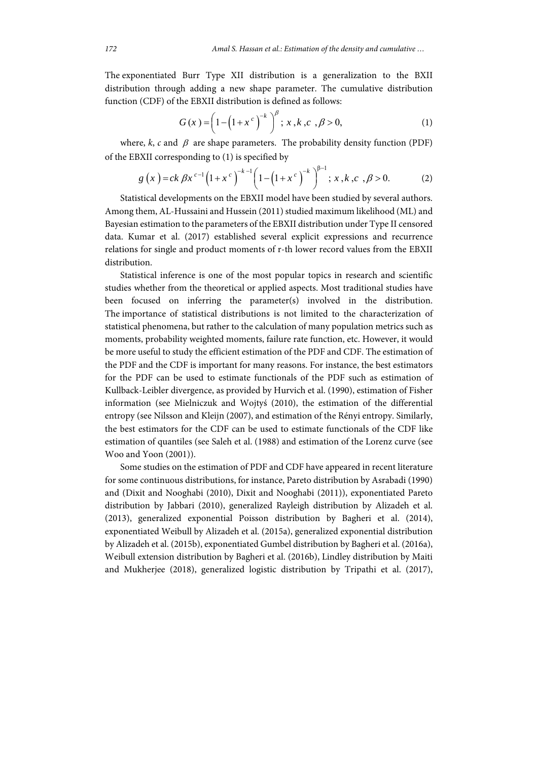The exponentiated Burr Type XII distribution is a generalization to the BXII distribution through adding a new shape parameter. The cumulative distribution function (CDF) of the EBXII distribution is defined as follows:

$$G(x)=\left(1-\left(1+x^{c}\right)^{-k}\right)^{\beta}\;;\;x,k,c\;,\beta>0, \tag{1}$$

where, $k$, $c$ and $\beta$ are shape parameters. The probability density function (PDF) of the EBXII corresponding to (1) is specified by

$$g\left(x\right)=ck\,\beta x^{c-1}\left(1+x^{c}\right)^{-k-1}\left(1-\left(1+x^{c}\right)^{-k}\right)^{\beta-1}\;;\;x,k,c\;,\beta>0. \tag{2}$$

Statistical developments on the EBXII model have been studied by several authors. Among them, AL-Hussaini and Hussein (2011) studied maximum likelihood (ML) and Bayesian estimation to the parameters of the EBXII distribution under Type II censored data. Kumar et al. (2017) established several explicit expressions and recurrence relations for single and product moments of r-th lower record values from the EBXII distribution.

Statistical inference is one of the most popular topics in research and scientific studies whether from the theoretical or applied aspects. Most traditional studies have been focused on inferring the parameter(s) involved in the distribution. The importance of statistical distributions is not limited to the characterization of statistical phenomena, but rather to the calculation of many population metrics such as moments, probability weighted moments, failure rate function, etc. However, it would be more useful to study the efficient estimation of the PDF and CDF. The estimation of the PDF and the CDF is important for many reasons. For instance, the best estimators for the PDF can be used to estimate functionals of the PDF such as estimation of Kullback-Leibler divergence, as provided by Hurvich et al. (1990), estimation of Fisher information (see Mielniczuk and Wojtyś (2010), the estimation of the differential entropy (see Nilsson and Kleijn (2007), and estimation of the Rényi entropy. Similarly, the best estimators for the CDF can be used to estimate functionals of the CDF like estimation of quantiles (see Saleh et al. (1988) and estimation of the Lorenz curve (see Woo and Yoon (2001)).

Some studies on the estimation of PDF and CDF have appeared in recent literature for some continuous distributions, for instance, Pareto distribution by Asrabadi (1990) and (Dixit and Nooghabi (2010), Dixit and Nooghabi (2011)), exponentiated Pareto distribution by Jabbari (2010), generalized Rayleigh distribution by Alizadeh et al. (2013), generalized exponential Poisson distribution by Bagheri et al. (2014), exponentiated Weibull by Alizadeh et al. (2015a), generalized exponential distribution by Alizadeh et al. (2015b), exponentiated Gumbel distribution by Bagheri et al. (2016a), Weibull extension distribution by Bagheri et al. (2016b), Lindley distribution by Maiti and Mukherjee (2018), generalized logistic distribution by Tripathi et al. (2017),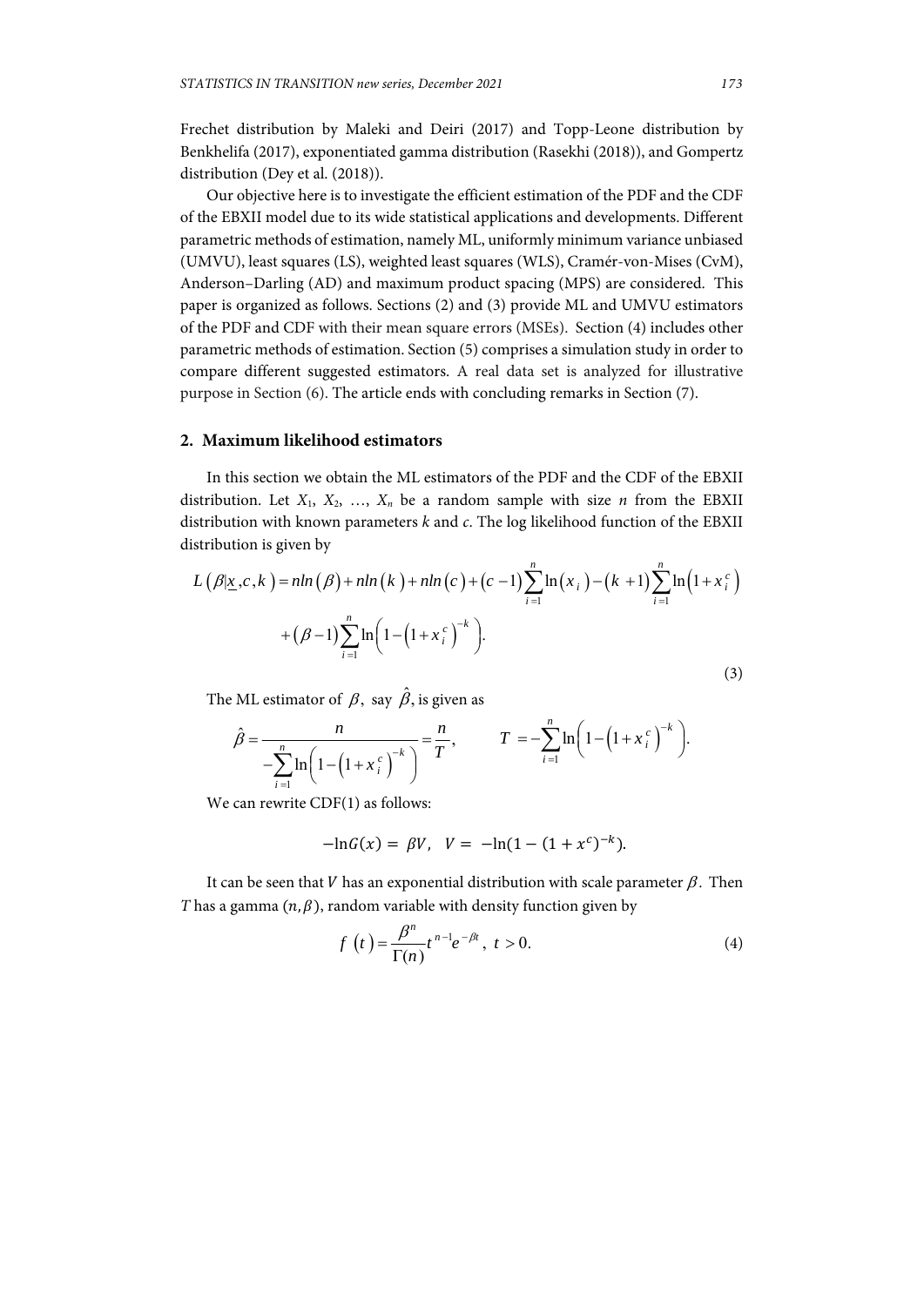Frechet distribution by Maleki and Deiri (2017) and Topp-Leone distribution by Benkhelifa (2017), exponentiated gamma distribution (Rasekhi (2018)), and Gompertz distribution (Dey et al. (2018)).

Our objective here is to investigate the efficient estimation of the PDF and the CDF of the EBXII model due to its wide statistical applications and developments. Different parametric methods of estimation, namely ML, uniformly minimum variance unbiased (UMVU), least squares (LS), weighted least squares (WLS), Cramér-von-Mises (CvM), Anderson–Darling (AD) and maximum product spacing (MPS) are considered. This paper is organized as follows. Sections (2) and (3) provide ML and UMVU estimators of the PDF and CDF with their mean square errors (MSEs). Section (4) includes other parametric methods of estimation. Section (5) comprises a simulation study in order to compare different suggested estimators. A real data set is analyzed for illustrative purpose in Section (6). The article ends with concluding remarks in Section (7).

## 2. Maximum likelihood estimators

In this section we obtain the ML estimators of the PDF and the CDF of the EBXII distribution. Let $X_1$, $X_2$, …, $X_n$ be a random sample with size $n$ from the EBXII distribution with known parameters $k$ and $c$. The log likelihood function of the EBXII distribution is given by

$$L\left(\beta|\underline{x},c,k\right) = n\ln\left(\beta\right) + n\ln\left(k\right) + n\ln\left(c\right) + \left(c-1\right)\sum_{i=1}^{n}\ln\left(x_i\right) - \left(k+1\right)\sum_{i=1}^{n}\ln\left(1+x_i^c\right) + \left(\beta-1\right)\sum_{i=1}^{n}\ln\left(1-\left(1+x_i^c\right)^{-k}\right). \tag{3}$$

The ML estimator of $\beta$, say $\hat{\beta}$, is given as

$$\hat{\beta} = \frac{n}{-\sum_{i=1}^{n}\ln\left(1-\left(1+x_i^c\right)^{-k}\right)} = \frac{n}{T}, \qquad T = -\sum_{i=1}^{n}\ln\left(1-\left(1+x_i^c\right)^{-k}\right).$$

We can rewrite CDF(1) as follows:

$$-\ln G(x) = \beta V, \quad V = -\ln(1-(1+x^c)^{-k}).$$

It can be seen that $V$ has an exponential distribution with scale parameter $\beta$. Then $T$ has a gamma $(n,\beta)$, random variable with density function given by

$$f\left(t\right) = \frac{\beta^n}{\Gamma(n)}t^{n-1}e^{-\beta t}, \; t > 0. \tag{4}$$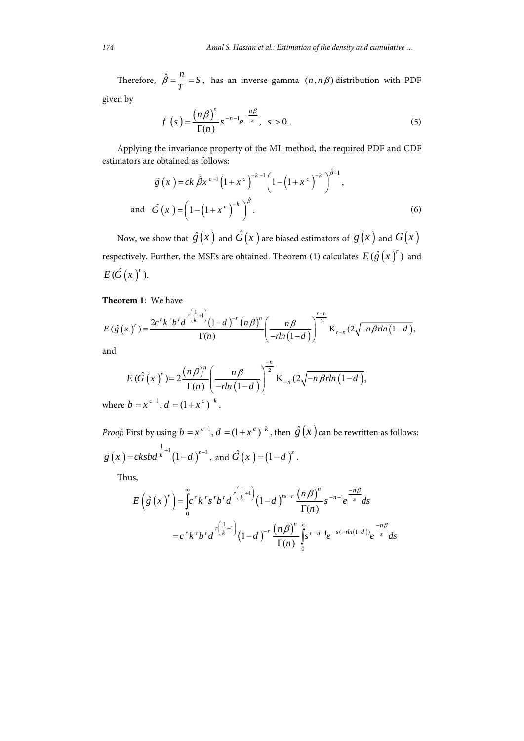Therefore, $\hat{\beta} = \dfrac{n}{T} = S$, has an inverse gamma $(n, n\beta)$ distribution with PDF given by

$$f(s) = \frac{(n\beta)^n}{\Gamma(n)} s^{-n-1} e^{-\frac{n\beta}{s}}, \quad s > 0 . \tag{5}$$

Applying the invariance property of the ML method, the required PDF and CDF estimators are obtained as follows:

$$\hat{g}(x) = ck\,\hat{\beta} x^{c-1}\left(1+x^c\right)^{-k-1}\left(1-\left(1+x^c\right)^{-k}\right)^{\hat{\beta}-1},$$

$$\text{and} \quad \hat{G}(x) = \left(1-\left(1+x^c\right)^{-k}\right)^{\hat{\beta}}. \tag{6}$$

Now, we show that $\hat{g}(x)$ and $\hat{G}(x)$ are biased estimators of $g(x)$ and $G(x)$ respectively. Further, the MSEs are obtained. Theorem (1) calculates $E(\hat{g}(x)^r)$ and $E(\hat{G}(x)^r)$.

**Theorem 1**: We have

$$E(\hat{g}(x)^r) = \frac{2c^r k^r b^r d^{r\left(\frac{1}{k}+1\right)}(1-d)^{-r}(n\beta)^n}{\Gamma(n)}\left(\frac{n\beta}{-rln(1-d)}\right)^{\frac{r-n}{2}} \mathrm{K}_{r-n}(2\sqrt{-n\beta rln(1-d)}),$$

and

$$E(\hat{G}(x)^r) = 2\frac{(n\beta)^n}{\Gamma(n)}\left(\frac{n\beta}{-rln(1-d)}\right)^{\frac{-n}{2}} \mathrm{K}_{-n}(2\sqrt{-n\beta rln(1-d)}),$$

where $b = x^{c-1}, d = (1+x^c)^{-k}$.

*Proof*: First by using $b = x^{c-1}, d = (1+x^c)^{-k}$, then $\hat{g}(x)$ can be rewritten as follows: $\hat{g}(x) = cksbd^{\frac{1}{k}+1}(1-d)^{s-1}$, and $\hat{G}(x) = (1-d)^s$.

Thus,

$$E\left(\hat{g}(x)^r\right) = \int_0^\infty c^r k^r s^r b^r d^{r\left(\frac{1}{k}+1\right)}(1-d)^{rs-r}\frac{(n\beta)^n}{\Gamma(n)} s^{-n-1} e^{\frac{-n\beta}{s}} ds$$

$$= c^r k^r b^r d^{r\left(\frac{1}{k}+1\right)}(1-d)^{-r}\frac{(n\beta)^n}{\Gamma(n)}\int_0^\infty s^{r-n-1} e^{-s(-rln(1-d))} e^{\frac{-n\beta}{s}} ds$$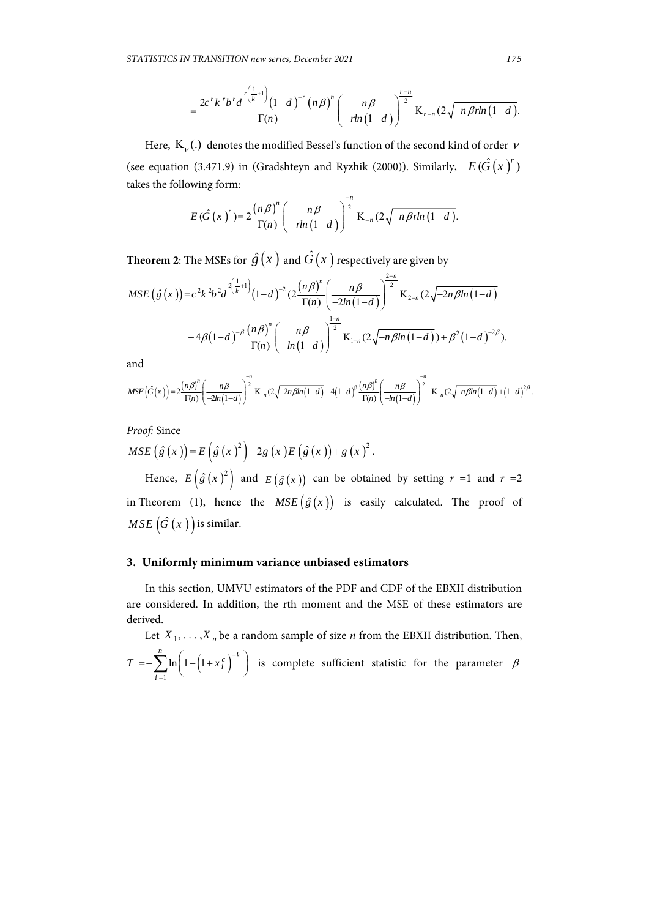$$=\frac{2c^r k^r b^r d^{r\left(\frac{1}{k}+1\right)}\left(1-d\right)^{-r}\left(n\beta\right)^n}{\Gamma(n)}\left(\frac{n\beta}{-rln\left(1-d\right)}\right)^{\frac{r-n}{2}}\mathrm{K}_{r-n}(2\sqrt{-n\beta rln\left(1-d\right)}.$$

Here, $\mathrm{K}_{\nu}(.)$ denotes the modified Bessel's function of the second kind of order $\nu$ (see equation (3.471.9) in (Gradshteyn and Ryzhik (2000)). Similarly, $E(\hat{G}\left(x\right)^r)$ takes the following form:

$$E(\hat{G}\left(x\right)^r)=2\frac{\left(n\beta\right)^n}{\Gamma(n)}\left(\frac{n\beta}{-rln\left(1-d\right)}\right)^{\frac{-n}{2}}\mathrm{K}_{-n}(2\sqrt{-n\beta rln\left(1-d\right)}.$$

**Theorem 2**: The MSEs for $\hat{g}\left(x\right)$ and $\hat{G}\left(x\right)$ respectively are given by

$$MSE\left(\hat{g}\left(x\right)\right)=c^2k^2b^2d^{2\left(\frac{1}{k}+1\right)}\left(1-d\right)^{-2}(2\frac{\left(n\beta\right)^n}{\Gamma(n)}\left(\frac{n\beta}{-2ln\left(1-d\right)}\right)^{\frac{2-n}{2}}\mathrm{K}_{2-n}(2\sqrt{-2n\beta ln\left(1-d\right)}$$

$$-4\beta\left(1-d\right)^{-\beta}\frac{\left(n\beta\right)^n}{\Gamma(n)}\left(\frac{n\beta}{-ln\left(1-d\right)}\right)^{\frac{1-n}{2}}\mathrm{K}_{1-n}(2\sqrt{-n\beta ln\left(1-d\right)})+\beta^2\left(1-d\right)^{-2\beta}).$$

and

$$MSE\left(\hat{G}\left(x\right)\right)=2\frac{\left(n\beta\right)^n}{\Gamma(n)}\left(\frac{n\beta}{-2ln\left(1-d\right)}\right)^{\frac{-n}{2}}\mathrm{K}_{-n}(2\sqrt{-2n\beta ln\left(1-d\right)}-4\left(1-d\right)^{\beta}\frac{\left(n\beta\right)^n}{\Gamma(n)}\left(\frac{n\beta}{-ln\left(1-d\right)}\right)^{\frac{-n}{2}}\mathrm{K}_{-n}(2\sqrt{-n\beta ln\left(1-d\right)}+\left(1-d\right)^{2\beta}.$$

*Proof:* Since

$MSE\left(\hat{g}\left(x\right)\right)=E\left(\hat{g}\left(x\right)^2\right)-2g\left(x\right)E\left(\hat{g}\left(x\right)\right)+g\left(x\right)^2.$

Hence, $E\left(\hat{g}\left(x\right)^2\right)$ and $E\left(\hat{g}\left(x\right)\right)$ can be obtained by setting $r=1$ and $r=2$ in Theorem (1), hence the $MSE\left(\hat{g}\left(x\right)\right)$ is easily calculated. The proof of $MSE\left(\hat{G}\left(x\right)\right)$ is similar.

## 3. Uniformly minimum variance unbiased estimators

In this section, UMVU estimators of the PDF and CDF of the EBXII distribution are considered. In addition, the rth moment and the MSE of these estimators are derived.

Let $X_1,\ldots,X_n$ be a random sample of size *n* from the EBXII distribution. Then, $T=-\sum_{i=1}^{n}\ln\left(1-\left(1+x_i^c\right)^{-k}\right)$ is complete sufficient statistic for the parameter $\beta$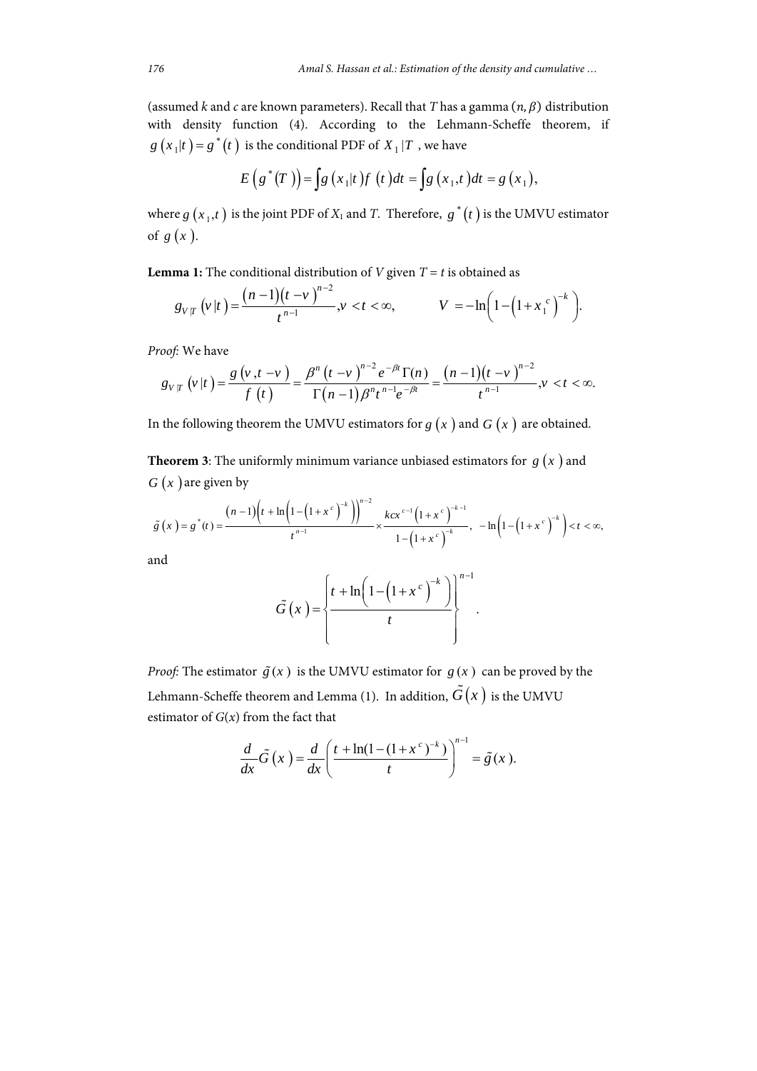(assumed $k$ and $c$ are known parameters). Recall that $T$ has a gamma $(n, \beta)$ distribution with density function (4). According to the Lehmann-Scheffe theorem, if $g(x_1|t) = g^*(t)$ is the conditional PDF of $X_1|T$, we have

$$E\left(g^*(T)\right) = \int g(x_1|t) f(t) dt = \int g(x_1, t) dt = g(x_1),$$

where $g(x_1, t)$ is the joint PDF of $X_1$ and $T$. Therefore, $g^*(t)$ is the UMVU estimator of $g(x)$.

**Lemma 1:** The conditional distribution of $V$ given $T = t$ is obtained as

$$g_{V|T}(v|t) = \frac{(n-1)(t-v)^{n-2}}{t^{n-1}}, v < t < \infty, \qquad V = -\ln\left(1-\left(1+x_1^c\right)^{-k}\right).$$

*Proof:* We have

$$g_{V|T}(v|t) = \frac{g(v, t-v)}{f(t)} = \frac{\beta^n (t-v)^{n-2} e^{-\beta t}\Gamma(n)}{\Gamma(n-1)\beta^n t^{n-1} e^{-\beta t}} = \frac{(n-1)(t-v)^{n-2}}{t^{n-1}}, v < t < \infty.$$

In the following theorem the UMVU estimators for $g(x)$ and $G(x)$ are obtained.

**Theorem 3**: The uniformly minimum variance unbiased estimators for $g(x)$ and $G(x)$ are given by

$$\tilde{g}(x) = g^*(t) = \frac{(n-1)\left(t+\ln\left(1-\left(1+x^c\right)^{-k}\right)\right)^{n-2}}{t^{n-1}} \times \frac{kcx^{c-1}\left(1+x^c\right)^{-k-1}}{1-\left(1+x^c\right)^{-k}}, \quad -\ln\left(1-\left(1+x^c\right)^{-k}\right) < t < \infty,$$

and

$$\tilde{G}(x) = \left\{\frac{t+\ln\left(1-\left(1+x^c\right)^{-k}\right)}{t}\right\}^{n-1}.$$

*Proof:* The estimator $\tilde{g}(x)$ is the UMVU estimator for $g(x)$ can be proved by the Lehmann-Scheffe theorem and Lemma (1). In addition, $\tilde{G}(x)$ is the UMVU estimator of $G(x)$ from the fact that

$$\frac{d}{dx}\tilde{G}(x) = \frac{d}{dx}\left(\frac{t+\ln(1-(1+x^c)^{-k})}{t}\right)^{n-1} = \tilde{g}(x).$$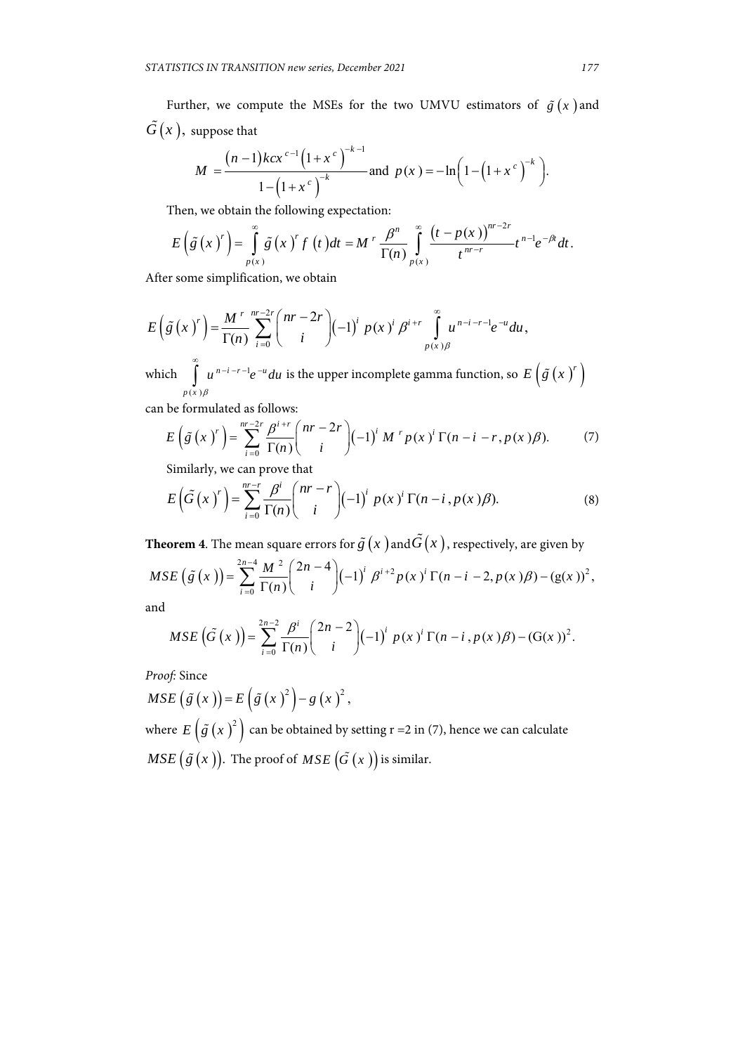Further, we compute the MSEs for the two UMVU estimators of $\tilde{g}(x)$ and $\tilde{G}(x)$, suppose that

$$M = \frac{(n-1)kcx^{c-1}\left(1+x^c\right)^{-k-1}}{1-\left(1+x^c\right)^{-k}} \text{ and } p(x) = -\ln\left(1-\left(1+x^c\right)^{-k}\right).$$

Then, we obtain the following expectation:

$$E\left(\tilde{g}(x)^r\right) = \int_{p(x)}^{\infty} \tilde{g}(x)^r f(t)dt = M^r \frac{\beta^n}{\Gamma(n)} \int_{p(x)}^{\infty} \frac{(t-p(x))^{nr-2r}}{t^{nr-r}} t^{n-1} e^{-\beta t} dt.$$

After some simplification, we obtain

$$E\left(\tilde{g}(x)^r\right) = \frac{M^r}{\Gamma(n)} \sum_{i=0}^{nr-2r} \binom{nr-2r}{i} (-1)^i \, p(x)^i \beta^{i+r} \int_{p(x)\beta}^{\infty} u^{n-i-r-1} e^{-u} du,$$

which $\int_{p(x)\beta}^{\infty} u^{n-i-r-1} e^{-u} du$ is the upper incomplete gamma function, so $E\left(\tilde{g}(x)^r\right)$ can be formulated as follows:

$$E\left(\tilde{g}(x)^r\right) = \sum_{i=0}^{nr-2r} \frac{\beta^{i+r}}{\Gamma(n)} \binom{nr-2r}{i} (-1)^i M^r p(x)^i \, \Gamma(n-i-r, p(x)\beta). \tag{7}$$

Similarly, we can prove that

$$E\left(\tilde{G}(x)^r\right) = \sum_{i=0}^{nr-r} \frac{\beta^i}{\Gamma(n)} \binom{nr-r}{i} (-1)^i \, p(x)^i \, \Gamma(n-i, p(x)\beta). \tag{8}$$

**Theorem 4**. The mean square errors for $\tilde{g}(x)$ and $\tilde{G}(x)$, respectively, are given by

$$MSE\left(\tilde{g}(x)\right) = \sum_{i=0}^{2n-4} \frac{M^2}{\Gamma(n)} \binom{2n-4}{i} (-1)^i \, \beta^{i+2} p(x)^i \, \Gamma(n-i-2, p(x)\beta) - (\mathrm{g}(x))^2,$$

and

$$MSE\left(\tilde{G}(x)\right) = \sum_{i=0}^{2n-2} \frac{\beta^i}{\Gamma(n)} \binom{2n-2}{i} (-1)^i \, p(x)^i \, \Gamma(n-i, p(x)\beta) - (\mathrm{G}(x))^2.$$

*Proof*: Since

$MSE\left(\tilde{g}(x)\right) = E\left(\tilde{g}(x)^2\right) - g(x)^2,$

where $E\left(\tilde{g}(x)^2\right)$ can be obtained by setting r =2 in (7), hence we can calculate $MSE\left(\tilde{g}(x)\right)$. The proof of $MSE\left(\tilde{G}(x)\right)$ is similar.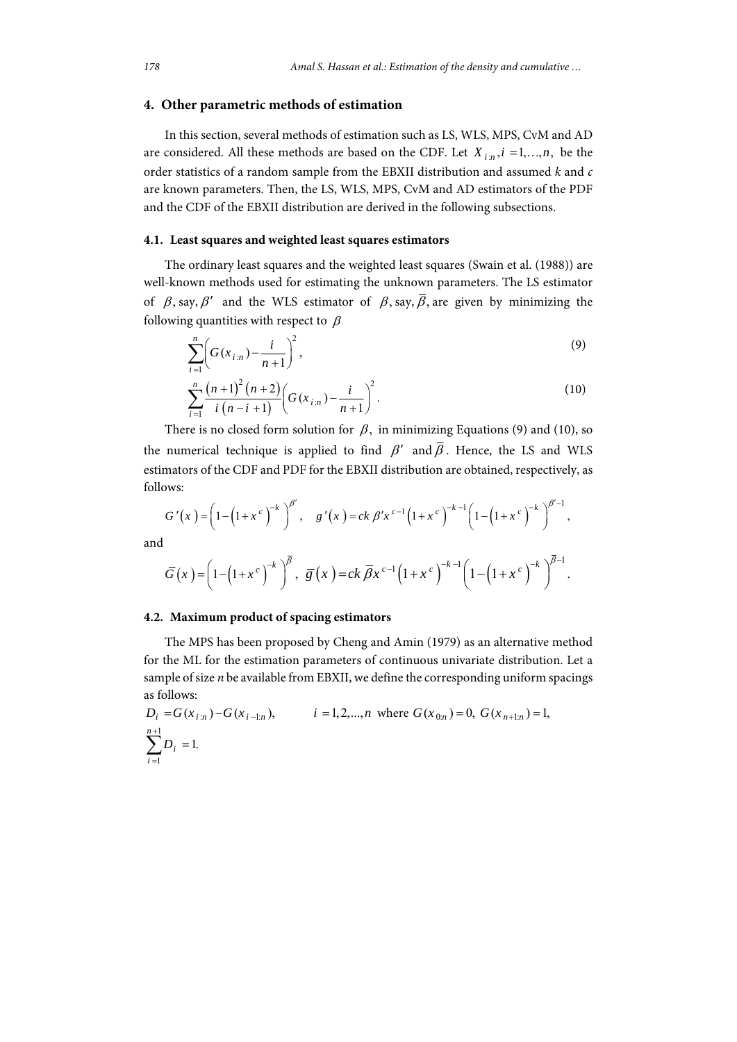## 4. Other parametric methods of estimation

In this section, several methods of estimation such as LS, WLS, MPS, CvM and AD are considered. All these methods are based on the CDF. Let $X_{i:n}, i=1,\ldots,n,$ be the order statistics of a random sample from the EBXII distribution and assumed $k$ and $c$ are known parameters. Then, the LS, WLS, MPS, CvM and AD estimators of the PDF and the CDF of the EBXII distribution are derived in the following subsections.

### 4.1. Least squares and weighted least squares estimators

The ordinary least squares and the weighted least squares (Swain et al. (1988)) are well-known methods used for estimating the unknown parameters. The LS estimator of $\beta$, say, $\beta'$ and the WLS estimator of $\beta$, say, $\overline{\beta}$, are given by minimizing the following quantities with respect to $\beta$

$$\sum_{i=1}^{n}\left(G(x_{i:n})-\frac{i}{n+1}\right)^2, \tag{9}$$

$$\sum_{i=1}^{n}\frac{(n+1)^2(n+2)}{i\,(n-i+1)}\left(G(x_{i:n})-\frac{i}{n+1}\right)^2. \tag{10}$$

There is no closed form solution for $\beta$, in minimizing Equations (9) and (10), so the numerical technique is applied to find $\beta'$ and $\overline{\beta}$. Hence, the LS and WLS estimators of the CDF and PDF for the EBXII distribution are obtained, respectively, as follows:

$$G'(x)=\left(1-\left(1+x^c\right)^{-k}\right)^{\beta'},\quad g'(x)=ck\,\beta' x^{c-1}\left(1+x^c\right)^{-k-1}\left(1-\left(1+x^c\right)^{-k}\right)^{\beta'-1},$$

and

$$\overline{G}(x)=\left(1-\left(1+x^c\right)^{-k}\right)^{\overline{\beta}},\ \overline{g}(x)=ck\,\overline{\beta}x^{c-1}\left(1+x^c\right)^{-k-1}\left(1-\left(1+x^c\right)^{-k}\right)^{\overline{\beta}-1}.$$

### 4.2. Maximum product of spacing estimators

The MPS has been proposed by Cheng and Amin (1979) as an alternative method for the ML for the estimation parameters of continuous univariate distribution. Let a sample of size $n$ be available from EBXII, we define the corresponding uniform spacings as follows:

$$D_i=G(x_{i:n})-G(x_{i-1:n}),\qquad i=1,2,\ldots,n \text{ where } G(x_{0:n})=0,\ G(x_{n+1:n})=1,$$

$$\sum_{i=1}^{n+1}D_i=1.$$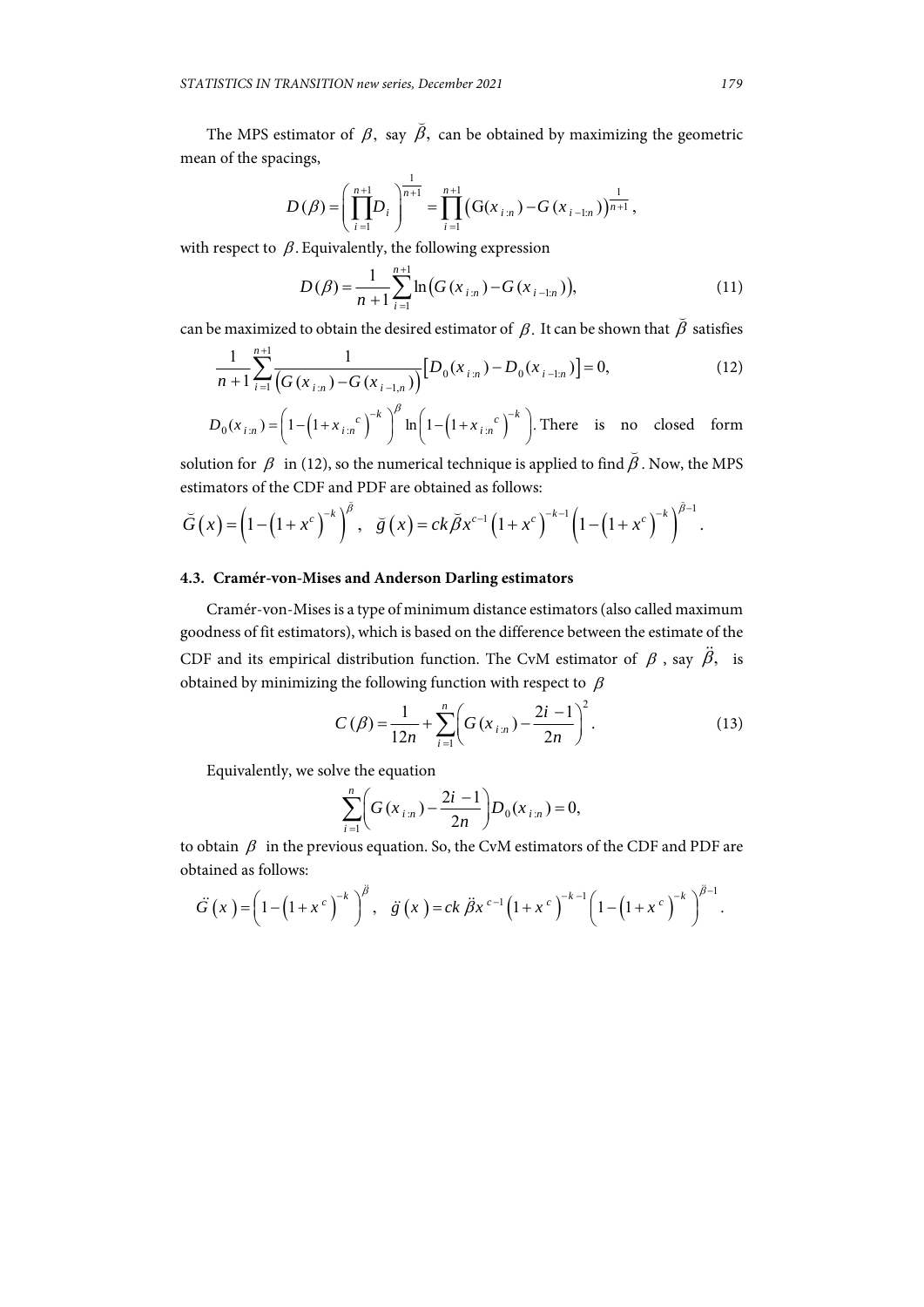The MPS estimator of $\beta$, say $\breve{\beta}$, can be obtained by maximizing the geometric mean of the spacings,

$$D(\beta) = \left(\prod_{i=1}^{n+1} D_i\right)^{\frac{1}{n+1}} = \prod_{i=1}^{n+1} \left(G(x_{i:n}) - G(x_{i-1:n})\right)^{\frac{1}{n+1}},$$

with respect to $\beta$. Equivalently, the following expression

$$D(\beta) = \frac{1}{n+1} \sum_{i=1}^{n+1} \ln\left(G(x_{i:n}) - G(x_{i-1:n})\right), \tag{11}$$

can be maximized to obtain the desired estimator of $\beta$. It can be shown that $\breve{\beta}$ satisfies

$$\frac{1}{n+1} \sum_{i=1}^{n+1} \frac{1}{\left(G(x_{i:n}) - G(x_{i-1,n})\right)} \left[D_0(x_{i:n}) - D_0(x_{i-1:n})\right] = 0, \tag{12}$$

$D_0(x_{i:n}) = \left(1 - \left(1 + x_{i:n}{}^{c}\right)^{-k}\right)^{\beta} \ln\left(1 - \left(1 + x_{i:n}{}^{c}\right)^{-k}\right)$. There is no closed form solution for $\beta$ in (12), so the numerical technique is applied to find $\breve{\beta}$. Now, the MPS estimators of the CDF and PDF are obtained as follows:

$$\breve{G}(x) = \left(1 - \left(1 + x^{c}\right)^{-k}\right)^{\breve{\beta}}, \quad \breve{g}(x) = ck\breve{\beta}x^{c-1}\left(1 + x^{c}\right)^{-k-1}\left(1 - \left(1 + x^{c}\right)^{-k}\right)^{\breve{\beta}-1}.$$

### 4.3. Cramér-von-Mises and Anderson Darling estimators

Cramér-von-Mises is a type of minimum distance estimators (also called maximum goodness of fit estimators), which is based on the difference between the estimate of the CDF and its empirical distribution function. The CvM estimator of $\beta$, say $\ddot{\beta}$, is obtained by minimizing the following function with respect to $\beta$

$$C(\beta) = \frac{1}{12n} + \sum_{i=1}^{n} \left(G(x_{i:n}) - \frac{2i-1}{2n}\right)^2. \tag{13}$$

Equivalently, we solve the equation

$$\sum_{i=1}^{n} \left(G(x_{i:n}) - \frac{2i-1}{2n}\right) D_0(x_{i:n}) = 0,$$

to obtain $\beta$ in the previous equation. So, the CvM estimators of the CDF and PDF are obtained as follows:

$$\ddot{G}(x) = \left(1 - \left(1 + x^{c}\right)^{-k}\right)^{\ddot{\beta}}, \quad \ddot{g}(x) = ck\ddot{\beta}x^{c-1}\left(1 + x^{c}\right)^{-k-1}\left(1 - \left(1 + x^{c}\right)^{-k}\right)^{\ddot{\beta}-1}.$$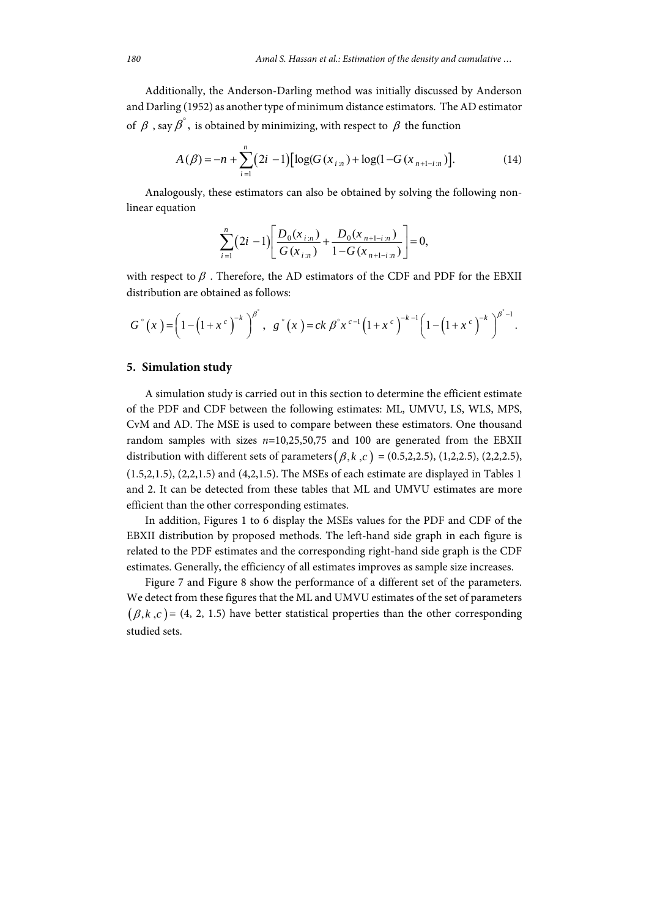Additionally, the Anderson-Darling method was initially discussed by Anderson and Darling (1952) as another type of minimum distance estimators. The AD estimator of $\beta$, say $\beta^{\circ}$, is obtained by minimizing, with respect to $\beta$ the function

$$A(\beta) = -n + \sum_{i=1}^{n} (2i-1) \left[ \log(G(x_{i:n}) + \log(1 - G(x_{n+1-i:n}) \right]. \tag{14}$$

Analogously, these estimators can also be obtained by solving the following non-linear equation

$$\sum_{i=1}^{n} (2i-1) \left[ \frac{D_0(x_{i:n})}{G(x_{i:n})} + \frac{D_0(x_{n+1-i:n})}{1 - G(x_{n+1-i:n})} \right] = 0,$$

with respect to $\beta$. Therefore, the AD estimators of the CDF and PDF for the EBXII distribution are obtained as follows:

$$G^{\circ}(x) = \left(1 - \left(1 + x^{c}\right)^{-k}\right)^{\beta^{\circ}}, \quad g^{\circ}(x) = ck\,\beta^{\circ} x^{c-1} \left(1 + x^{c}\right)^{-k-1} \left(1 - \left(1 + x^{c}\right)^{-k}\right)^{\beta^{\circ}-1}.$$

## 5. Simulation study

A simulation study is carried out in this section to determine the efficient estimate of the PDF and CDF between the following estimates: ML, UMVU, LS, WLS, MPS, CvM and AD. The MSE is used to compare between these estimators. One thousand random samples with sizes $n$=10,25,50,75 and 100 are generated from the EBXII distribution with different sets of parameters $(\beta, k, c)$ = (0.5,2,2.5), (1,2,2.5), (2,2,2.5), (1.5,2,1.5), (2,2,1.5) and (4,2,1.5). The MSEs of each estimate are displayed in Tables 1 and 2. It can be detected from these tables that ML and UMVU estimates are more efficient than the other corresponding estimates.

In addition, Figures 1 to 6 display the MSEs values for the PDF and CDF of the EBXII distribution by proposed methods. The left-hand side graph in each figure is related to the PDF estimates and the corresponding right-hand side graph is the CDF estimates. Generally, the efficiency of all estimates improves as sample size increases.

Figure 7 and Figure 8 show the performance of a different set of the parameters. We detect from these figures that the ML and UMVU estimates of the set of parameters $(\beta, k, c)$ = (4, 2, 1.5) have better statistical properties than the other corresponding studied sets.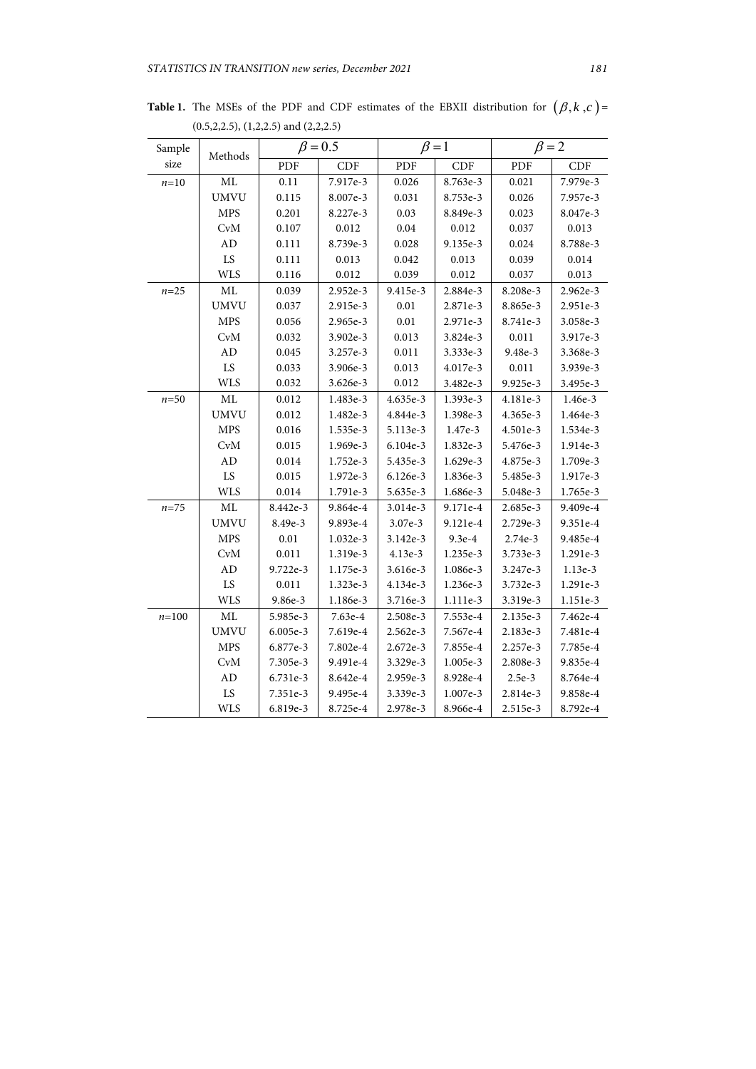**Table 1.** The MSEs of the PDF and CDF estimates of the EBXII distribution for $(\beta, k, c)$ = (0.5,2,2.5), (1,2,2.5) and (2,2,2.5)

| Sample size | Methods | $\beta = 0.5$ | | $\beta = 1$ | | $\beta = 2$ | |
|---|---|---|---|---|---|---|---|
| | | PDF | CDF | PDF | CDF | PDF | CDF |
| $n$=10 | ML | 0.11 | 7.917e-3 | 0.026 | 8.763e-3 | 0.021 | 7.979e-3 |
| | UMVU | 0.115 | 8.007e-3 | 0.031 | 8.753e-3 | 0.026 | 7.957e-3 |
| | MPS | 0.201 | 8.227e-3 | 0.03 | 8.849e-3 | 0.023 | 8.047e-3 |
| | CvM | 0.107 | 0.012 | 0.04 | 0.012 | 0.037 | 0.013 |
| | AD | 0.111 | 8.739e-3 | 0.028 | 9.135e-3 | 0.024 | 8.788e-3 |
| | LS | 0.111 | 0.013 | 0.042 | 0.013 | 0.039 | 0.014 |
| | WLS | 0.116 | 0.012 | 0.039 | 0.012 | 0.037 | 0.013 |
| $n$=25 | ML | 0.039 | 2.952e-3 | 9.415e-3 | 2.884e-3 | 8.208e-3 | 2.962e-3 |
| | UMVU | 0.037 | 2.915e-3 | 0.01 | 2.871e-3 | 8.865e-3 | 2.951e-3 |
| | MPS | 0.056 | 2.965e-3 | 0.01 | 2.971e-3 | 8.741e-3 | 3.058e-3 |
| | CvM | 0.032 | 3.902e-3 | 0.013 | 3.824e-3 | 0.011 | 3.917e-3 |
| | AD | 0.045 | 3.257e-3 | 0.011 | 3.333e-3 | 9.48e-3 | 3.368e-3 |
| | LS | 0.033 | 3.906e-3 | 0.013 | 4.017e-3 | 0.011 | 3.939e-3 |
| | WLS | 0.032 | 3.626e-3 | 0.012 | 3.482e-3 | 9.925e-3 | 3.495e-3 |
| $n$=50 | ML | 0.012 | 1.483e-3 | 4.635e-3 | 1.393e-3 | 4.181e-3 | 1.46e-3 |
| | UMVU | 0.012 | 1.482e-3 | 4.844e-3 | 1.398e-3 | 4.365e-3 | 1.464e-3 |
| | MPS | 0.016 | 1.535e-3 | 5.113e-3 | 1.47e-3 | 4.501e-3 | 1.534e-3 |
| | CvM | 0.015 | 1.969e-3 | 6.104e-3 | 1.832e-3 | 5.476e-3 | 1.914e-3 |
| | AD | 0.014 | 1.752e-3 | 5.435e-3 | 1.629e-3 | 4.875e-3 | 1.709e-3 |
| | LS | 0.015 | 1.972e-3 | 6.126e-3 | 1.836e-3 | 5.485e-3 | 1.917e-3 |
| | WLS | 0.014 | 1.791e-3 | 5.635e-3 | 1.686e-3 | 5.048e-3 | 1.765e-3 |
| $n$=75 | ML | 8.442e-3 | 9.864e-4 | 3.014e-3 | 9.171e-4 | 2.685e-3 | 9.409e-4 |
| | UMVU | 8.49e-3 | 9.893e-4 | 3.07e-3 | 9.121e-4 | 2.729e-3 | 9.351e-4 |
| | MPS | 0.01 | 1.032e-3 | 3.142e-3 | 9.3e-4 | 2.74e-3 | 9.485e-4 |
| | CvM | 0.011 | 1.319e-3 | 4.13e-3 | 1.235e-3 | 3.733e-3 | 1.291e-3 |
| | AD | 9.722e-3 | 1.175e-3 | 3.616e-3 | 1.086e-3 | 3.247e-3 | 1.13e-3 |
| | LS | 0.011 | 1.323e-3 | 4.134e-3 | 1.236e-3 | 3.732e-3 | 1.291e-3 |
| | WLS | 9.86e-3 | 1.186e-3 | 3.716e-3 | 1.111e-3 | 3.319e-3 | 1.151e-3 |
| $n$=100 | ML | 5.985e-3 | 7.63e-4 | 2.508e-3 | 7.553e-4 | 2.135e-3 | 7.462e-4 |
| | UMVU | 6.005e-3 | 7.619e-4 | 2.562e-3 | 7.567e-4 | 2.183e-3 | 7.481e-4 |
| | MPS | 6.877e-3 | 7.802e-4 | 2.672e-3 | 7.855e-4 | 2.257e-3 | 7.785e-4 |
| | CvM | 7.305e-3 | 9.491e-4 | 3.329e-3 | 1.005e-3 | 2.808e-3 | 9.835e-4 |
| | AD | 6.731e-3 | 8.642e-4 | 2.959e-3 | 8.928e-4 | 2.5e-3 | 8.764e-4 |
| | LS | 7.351e-3 | 9.495e-4 | 3.339e-3 | 1.007e-3 | 2.814e-3 | 9.858e-4 |
| | WLS | 6.819e-3 | 8.725e-4 | 2.978e-3 | 8.966e-4 | 2.515e-3 | 8.792e-4 |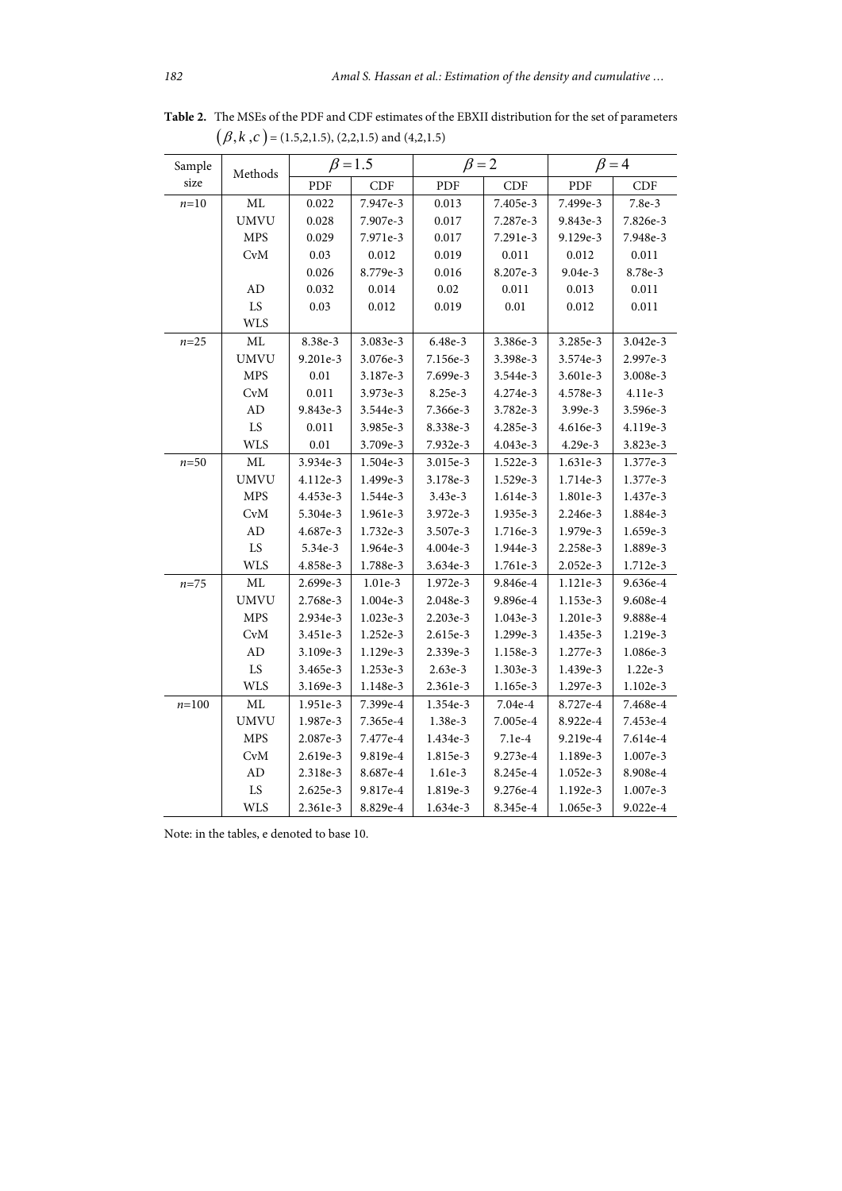**Table 2.** The MSEs of the PDF and CDF estimates of the EBXII distribution for the set of parameters $(\beta, k, c)$ = (1.5,2,1.5), (2,2,1.5) and (4,2,1.5)

| Sample size | Methods | $\beta = 1.5$ | | $\beta = 2$ | | $\beta = 4$ | |
|---|---|---|---|---|---|---|---|
| | | PDF | CDF | PDF | CDF | PDF | CDF |
| $n$=10 | ML | 0.022 | 7.947e-3 | 0.013 | 7.405e-3 | 7.499e-3 | 7.8e-3 |
| | UMVU | 0.028 | 7.907e-3 | 0.017 | 7.287e-3 | 9.843e-3 | 7.826e-3 |
| | MPS | 0.029 | 7.971e-3 | 0.017 | 7.291e-3 | 9.129e-3 | 7.948e-3 |
| | CvM | 0.03 | 0.012 | 0.019 | 0.011 | 0.012 | 0.011 |
| | | 0.026 | 8.779e-3 | 0.016 | 8.207e-3 | 9.04e-3 | 8.78e-3 |
| | AD | 0.032 | 0.014 | 0.02 | 0.011 | 0.013 | 0.011 |
| | LS | 0.03 | 0.012 | 0.019 | 0.01 | 0.012 | 0.011 |
| | WLS | | | | | | |
| $n$=25 | ML | 8.38e-3 | 3.083e-3 | 6.48e-3 | 3.386e-3 | 3.285e-3 | 3.042e-3 |
| | UMVU | 9.201e-3 | 3.076e-3 | 7.156e-3 | 3.398e-3 | 3.574e-3 | 2.997e-3 |
| | MPS | 0.01 | 3.187e-3 | 7.699e-3 | 3.544e-3 | 3.601e-3 | 3.008e-3 |
| | CvM | 0.011 | 3.973e-3 | 8.25e-3 | 4.274e-3 | 4.578e-3 | 4.11e-3 |
| | AD | 9.843e-3 | 3.544e-3 | 7.366e-3 | 3.782e-3 | 3.99e-3 | 3.596e-3 |
| | LS | 0.011 | 3.985e-3 | 8.338e-3 | 4.285e-3 | 4.616e-3 | 4.119e-3 |
| | WLS | 0.01 | 3.709e-3 | 7.932e-3 | 4.043e-3 | 4.29e-3 | 3.823e-3 |
| $n$=50 | ML | 3.934e-3 | 1.504e-3 | 3.015e-3 | 1.522e-3 | 1.631e-3 | 1.377e-3 |
| | UMVU | 4.112e-3 | 1.499e-3 | 3.178e-3 | 1.529e-3 | 1.714e-3 | 1.377e-3 |
| | MPS | 4.453e-3 | 1.544e-3 | 3.43e-3 | 1.614e-3 | 1.801e-3 | 1.437e-3 |
| | CvM | 5.304e-3 | 1.961e-3 | 3.972e-3 | 1.935e-3 | 2.246e-3 | 1.884e-3 |
| | AD | 4.687e-3 | 1.732e-3 | 3.507e-3 | 1.716e-3 | 1.979e-3 | 1.659e-3 |
| | LS | 5.34e-3 | 1.964e-3 | 4.004e-3 | 1.944e-3 | 2.258e-3 | 1.889e-3 |
| | WLS | 4.858e-3 | 1.788e-3 | 3.634e-3 | 1.761e-3 | 2.052e-3 | 1.712e-3 |
| $n$=75 | ML | 2.699e-3 | 1.01e-3 | 1.972e-3 | 9.846e-4 | 1.121e-3 | 9.636e-4 |
| | UMVU | 2.768e-3 | 1.004e-3 | 2.048e-3 | 9.896e-4 | 1.153e-3 | 9.608e-4 |
| | MPS | 2.934e-3 | 1.023e-3 | 2.203e-3 | 1.043e-3 | 1.201e-3 | 9.888e-4 |
| | CvM | 3.451e-3 | 1.252e-3 | 2.615e-3 | 1.299e-3 | 1.435e-3 | 1.219e-3 |
| | AD | 3.109e-3 | 1.129e-3 | 2.339e-3 | 1.158e-3 | 1.277e-3 | 1.086e-3 |
| | LS | 3.465e-3 | 1.253e-3 | 2.63e-3 | 1.303e-3 | 1.439e-3 | 1.22e-3 |
| | WLS | 3.169e-3 | 1.148e-3 | 2.361e-3 | 1.165e-3 | 1.297e-3 | 1.102e-3 |
| $n$=100 | ML | 1.951e-3 | 7.399e-4 | 1.354e-3 | 7.04e-4 | 8.727e-4 | 7.468e-4 |
| | UMVU | 1.987e-3 | 7.365e-4 | 1.38e-3 | 7.005e-4 | 8.922e-4 | 7.453e-4 |
| | MPS | 2.087e-3 | 7.477e-4 | 1.434e-3 | 7.1e-4 | 9.219e-4 | 7.614e-4 |
| | CvM | 2.619e-3 | 9.819e-4 | 1.815e-3 | 9.273e-4 | 1.189e-3 | 1.007e-3 |
| | AD | 2.318e-3 | 8.687e-4 | 1.61e-3 | 8.245e-4 | 1.052e-3 | 8.908e-4 |
| | LS | 2.625e-3 | 9.817e-4 | 1.819e-3 | 9.276e-4 | 1.192e-3 | 1.007e-3 |
| | WLS | 2.361e-3 | 8.829e-4 | 1.634e-3 | 8.345e-4 | 1.065e-3 | 9.022e-4 |

Note: in the tables, e denoted to base 10.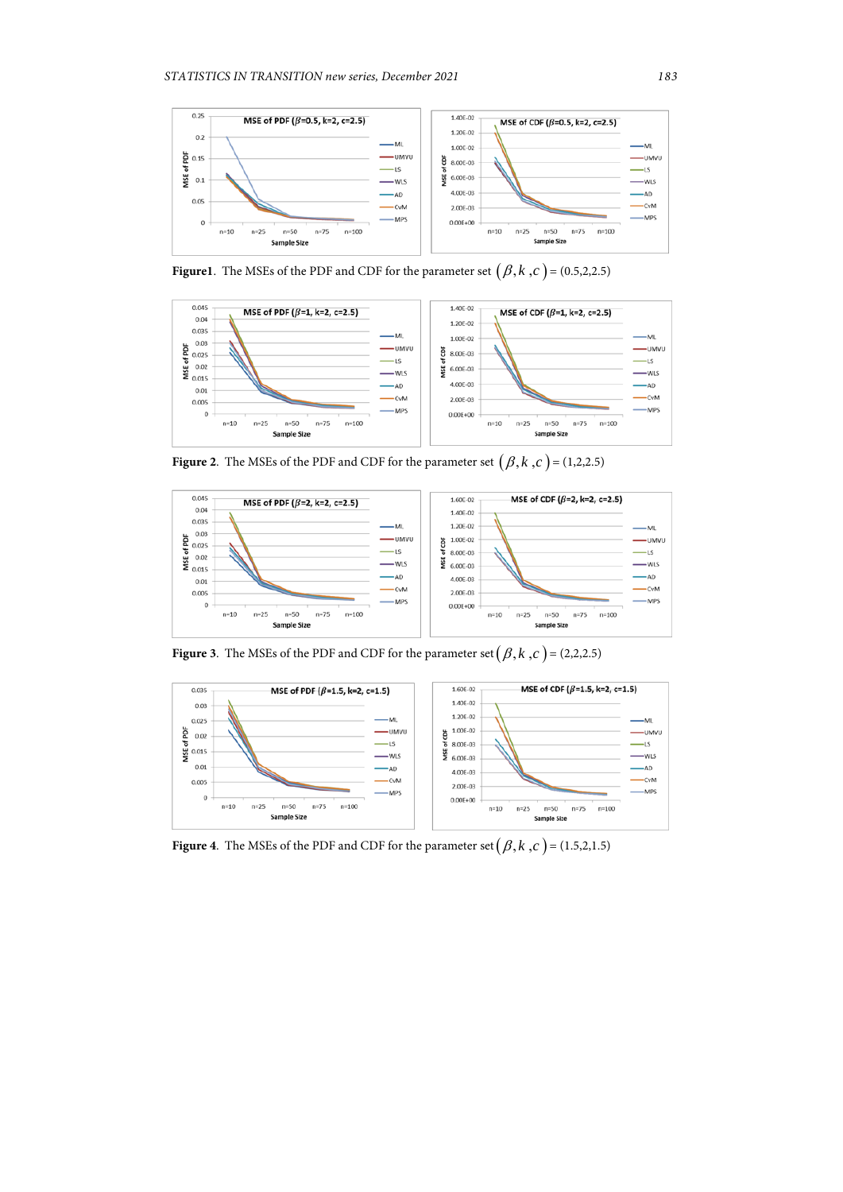**Figure1**. The MSEs of the PDF and CDF for the parameter set $(\beta, k, c)$ = (0.5,2,2.5)

**Figure 2**. The MSEs of the PDF and CDF for the parameter set $(\beta, k, c)$ = (1,2,2.5)

**Figure 3**. The MSEs of the PDF and CDF for the parameter set $(\beta, k, c)$ = (2,2,2.5)

**Figure 4**. The MSEs of the PDF and CDF for the parameter set $(\beta, k, c)$ = (1.5,2,1.5)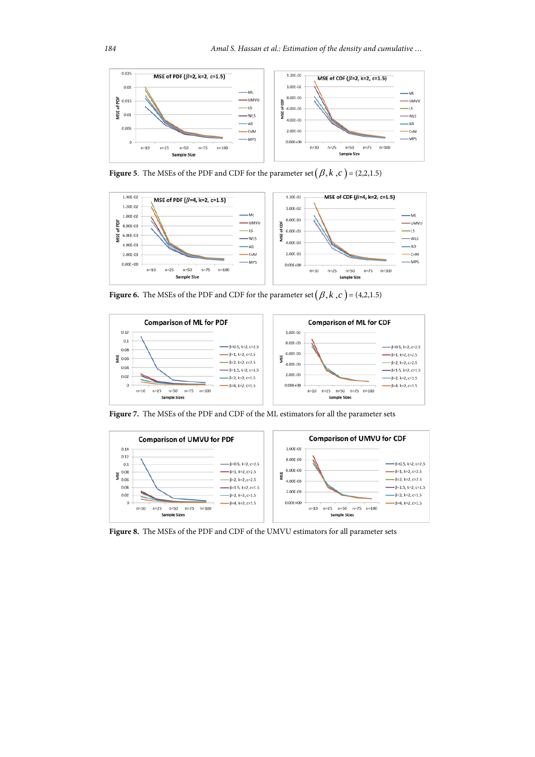**Figure 5.** The MSEs of the PDF and CDF for the parameter set $(\beta, k, c) = (2,2,1.5)$

**Figure 6.** The MSEs of the PDF and CDF for the parameter set $(\beta, k, c) = (4,2,1.5)$

**Figure 7.** The MSEs of the PDF and CDF of the ML estimators for all the parameter sets

**Figure 8.** The MSEs of the PDF and CDF of the UMVU estimators for all parameter sets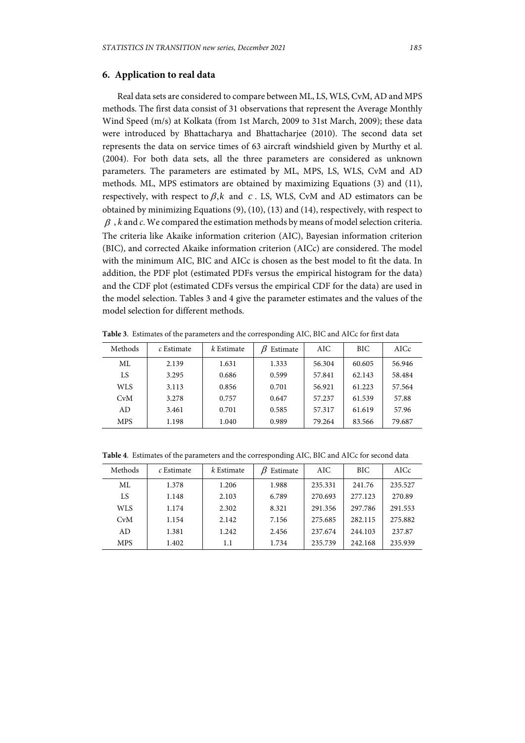## 6. Application to real data

Real data sets are considered to compare between ML, LS, WLS, CvM, AD and MPS methods. The first data consist of 31 observations that represent the Average Monthly Wind Speed (m/s) at Kolkata (from 1st March, 2009 to 31st March, 2009); these data were introduced by Bhattacharya and Bhattacharjee (2010). The second data set represents the data on service times of 63 aircraft windshield given by Murthy et al. (2004). For both data sets, all the three parameters are considered as unknown parameters. The parameters are estimated by ML, MPS, LS, WLS, CvM and AD methods. ML, MPS estimators are obtained by maximizing Equations (3) and (11), respectively, with respect to $\beta, k$ and $c$. LS, WLS, CvM and AD estimators can be obtained by minimizing Equations (9), (10), (13) and (14), respectively, with respect to $\beta$, $k$ and $c$. We compared the estimation methods by means of model selection criteria. The criteria like Akaike information criterion (AIC), Bayesian information criterion (BIC), and corrected Akaike information criterion (AICc) are considered. The model with the minimum AIC, BIC and AICc is chosen as the best model to fit the data. In addition, the PDF plot (estimated PDFs versus the empirical histogram for the data) and the CDF plot (estimated CDFs versus the empirical CDF for the data) are used in the model selection. Tables 3 and 4 give the parameter estimates and the values of the model selection for different methods.

**Table 3**. Estimates of the parameters and the corresponding AIC, BIC and AICc for first data

| Methods | $c$ Estimate | $k$ Estimate | $\beta$ Estimate | AIC | BIC | AICc |
|---|---|---|---|---|---|---|
| ML | 2.139 | 1.631 | 1.333 | 56.304 | 60.605 | 56.946 |
| LS | 3.295 | 0.686 | 0.599 | 57.841 | 62.143 | 58.484 |
| WLS | 3.113 | 0.856 | 0.701 | 56.921 | 61.223 | 57.564 |
| CvM | 3.278 | 0.757 | 0.647 | 57.237 | 61.539 | 57.88 |
| AD | 3.461 | 0.701 | 0.585 | 57.317 | 61.619 | 57.96 |
| MPS | 1.198 | 1.040 | 0.989 | 79.264 | 83.566 | 79.687 |

**Table 4**. Estimates of the parameters and the corresponding AIC, BIC and AICc for second data

| Methods | $c$ Estimate | $k$ Estimate | $\beta$ Estimate | AIC | BIC | AICc |
|---|---|---|---|---|---|---|
| ML | 1.378 | 1.206 | 1.988 | 235.331 | 241.76 | 235.527 |
| LS | 1.148 | 2.103 | 6.789 | 270.693 | 277.123 | 270.89 |
| WLS | 1.174 | 2.302 | 8.321 | 291.356 | 297.786 | 291.553 |
| CvM | 1.154 | 2.142 | 7.156 | 275.685 | 282.115 | 275.882 |
| AD | 1.381 | 1.242 | 2.456 | 237.674 | 244.103 | 237.87 |
| MPS | 1.402 | 1.1 | 1.734 | 235.739 | 242.168 | 235.939 |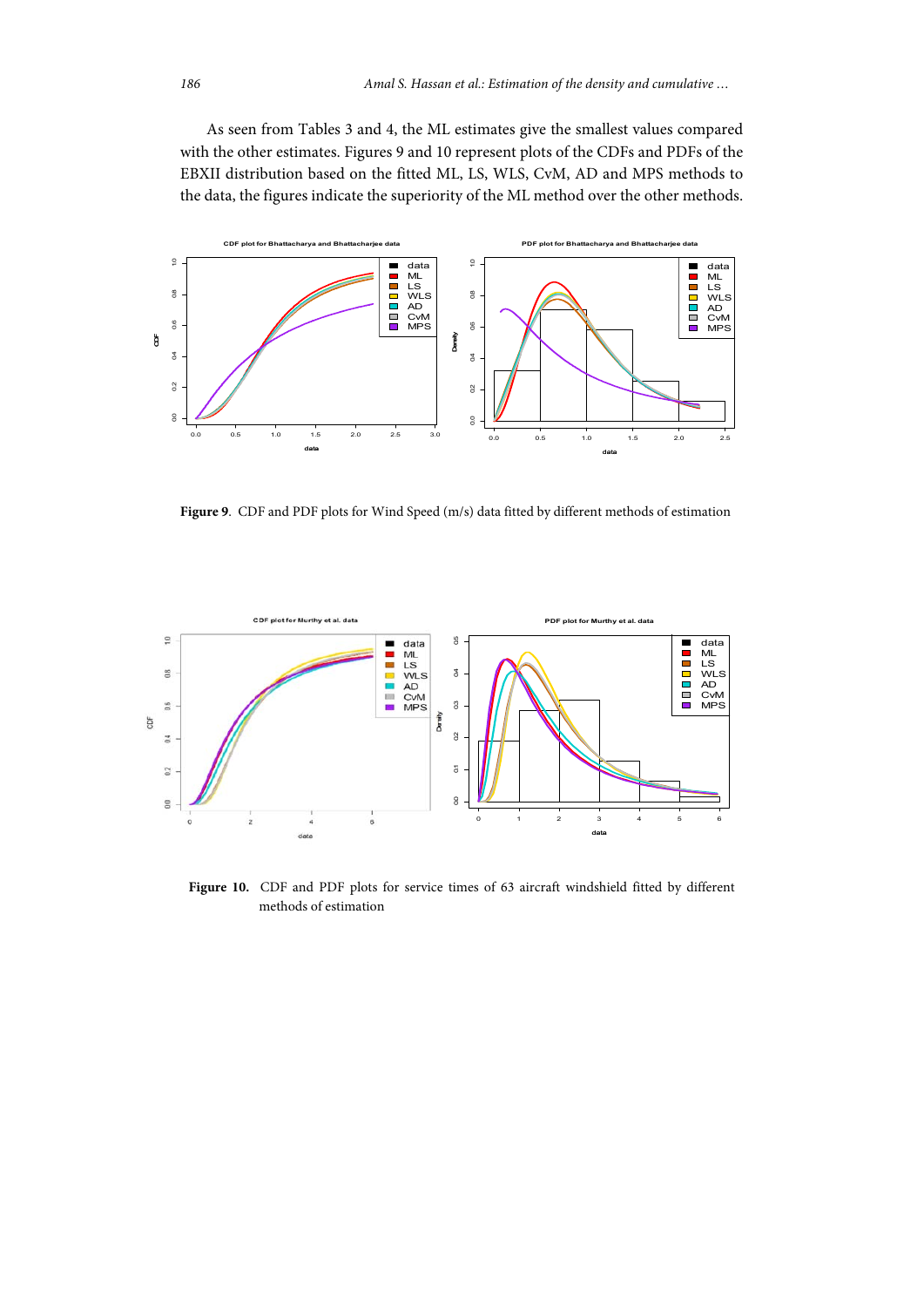As seen from Tables 3 and 4, the ML estimates give the smallest values compared with the other estimates. Figures 9 and 10 represent plots of the CDFs and PDFs of the EBXII distribution based on the fitted ML, LS, WLS, CvM, AD and MPS methods to the data, the figures indicate the superiority of the ML method over the other methods.

**Figure 9**. CDF and PDF plots for Wind Speed (m/s) data fitted by different methods of estimation

**Figure 10.** CDF and PDF plots for service times of 63 aircraft windshield fitted by different methods of estimation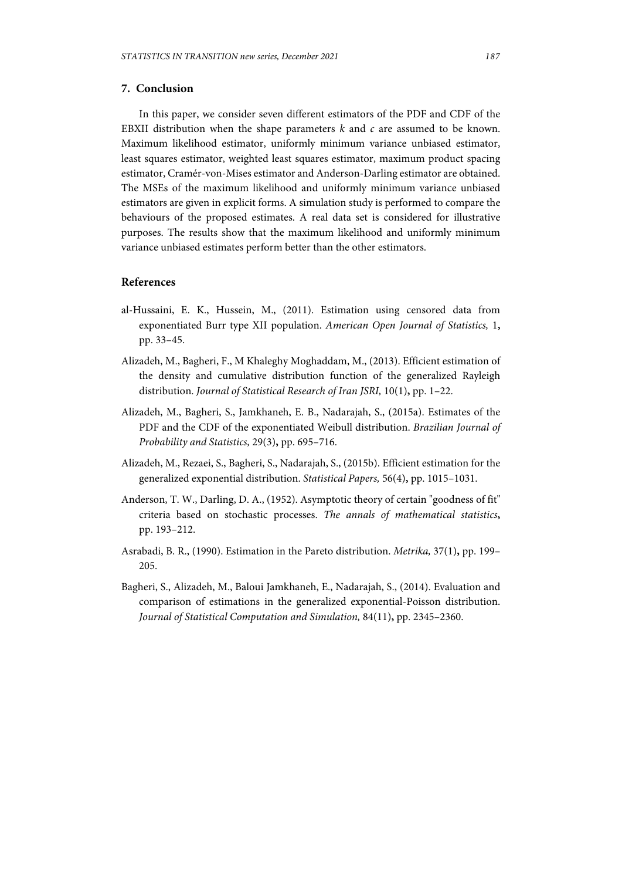## 7. Conclusion

In this paper, we consider seven different estimators of the PDF and CDF of the EBXII distribution when the shape parameters $k$ and $c$ are assumed to be known. Maximum likelihood estimator, uniformly minimum variance unbiased estimator, least squares estimator, weighted least squares estimator, maximum product spacing estimator, Cramér-von-Mises estimator and Anderson-Darling estimator are obtained. The MSEs of the maximum likelihood and uniformly minimum variance unbiased estimators are given in explicit forms. A simulation study is performed to compare the behaviours of the proposed estimates. A real data set is considered for illustrative purposes. The results show that the maximum likelihood and uniformly minimum variance unbiased estimates perform better than the other estimators.

## References

al-Hussaini, E. K., Hussein, M., (2011). Estimation using censored data from exponentiated Burr type XII population. *American Open Journal of Statistics,* 1**,** pp. 33–45.

Alizadeh, M., Bagheri, F., M Khaleghy Moghaddam, M., (2013). Efficient estimation of the density and cumulative distribution function of the generalized Rayleigh distribution. *Journal of Statistical Research of Iran JSRI,* 10(1)**,** pp. 1–22.

Alizadeh, M., Bagheri, S., Jamkhaneh, E. B., Nadarajah, S., (2015a). Estimates of the PDF and the CDF of the exponentiated Weibull distribution. *Brazilian Journal of Probability and Statistics,* 29(3)**,** pp. 695–716.

Alizadeh, M., Rezaei, S., Bagheri, S., Nadarajah, S., (2015b). Efficient estimation for the generalized exponential distribution. *Statistical Papers,* 56(4)**,** pp. 1015–1031.

Anderson, T. W., Darling, D. A., (1952). Asymptotic theory of certain "goodness of fit" criteria based on stochastic processes. *The annals of mathematical statistics***,** pp. 193–212.

Asrabadi, B. R., (1990). Estimation in the Pareto distribution. *Metrika,* 37(1)**,** pp. 199–205.

Bagheri, S., Alizadeh, M., Baloui Jamkhaneh, E., Nadarajah, S., (2014). Evaluation and comparison of estimations in the generalized exponential-Poisson distribution. *Journal of Statistical Computation and Simulation,* 84(11)**,** pp. 2345–2360.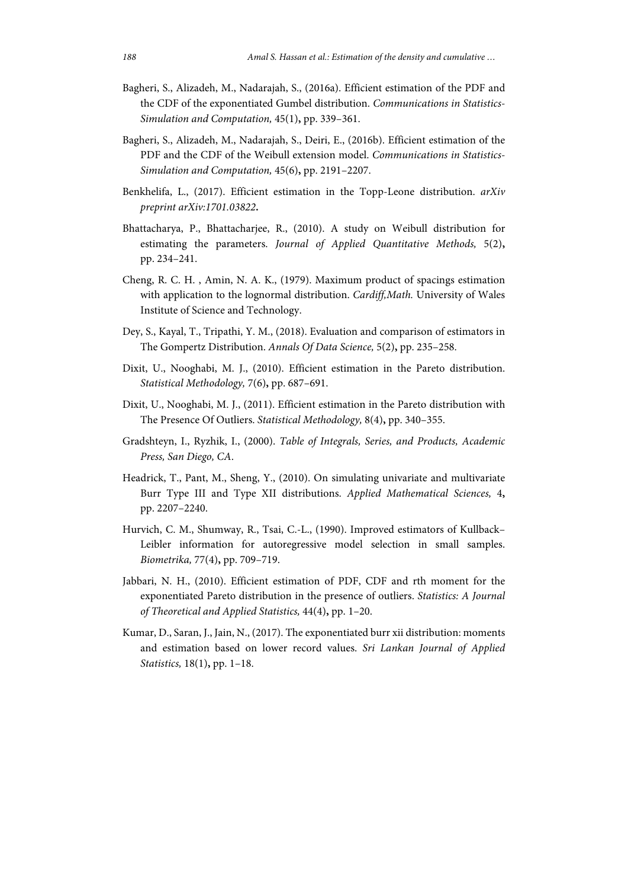Bagheri, S., Alizadeh, M., Nadarajah, S., (2016a). Efficient estimation of the PDF and the CDF of the exponentiated Gumbel distribution. *Communications in Statistics-Simulation and Computation,* 45(1)**,** pp. 339–361.

Bagheri, S., Alizadeh, M., Nadarajah, S., Deiri, E., (2016b). Efficient estimation of the PDF and the CDF of the Weibull extension model. *Communications in Statistics-Simulation and Computation,* 45(6)**,** pp. 2191–2207.

Benkhelifa, L., (2017). Efficient estimation in the Topp-Leone distribution. *arXiv preprint arXiv:1701.03822***.**

Bhattacharya, P., Bhattacharjee, R., (2010). A study on Weibull distribution for estimating the parameters. *Journal of Applied Quantitative Methods,* 5(2)**,** pp. 234–241.

Cheng, R. C. H. , Amin, N. A. K., (1979). Maximum product of spacings estimation with application to the lognormal distribution. *Cardiff,Math.* University of Wales Institute of Science and Technology.

Dey, S., Kayal, T., Tripathi, Y. M., (2018). Evaluation and comparison of estimators in The Gompertz Distribution. *Annals Of Data Science,* 5(2)**,** pp. 235–258.

Dixit, U., Nooghabi, M. J., (2010). Efficient estimation in the Pareto distribution. *Statistical Methodology,* 7(6)**,** pp. 687–691.

Dixit, U., Nooghabi, M. J., (2011). Efficient estimation in the Pareto distribution with The Presence Of Outliers. *Statistical Methodology,* 8(4)**,** pp. 340–355.

Gradshteyn, I., Ryzhik, I., (2000). *Table of Integrals, Series, and Products, Academic Press, San Diego, CA*.

Headrick, T., Pant, M., Sheng, Y., (2010). On simulating univariate and multivariate Burr Type III and Type XII distributions. *Applied Mathematical Sciences,* 4**,** pp. 2207–2240.

Hurvich, C. M., Shumway, R., Tsai, C.-L., (1990). Improved estimators of Kullback–Leibler information for autoregressive model selection in small samples. *Biometrika,* 77(4)**,** pp. 709–719.

Jabbari, N. H., (2010). Efficient estimation of PDF, CDF and rth moment for the exponentiated Pareto distribution in the presence of outliers. *Statistics: A Journal of Theoretical and Applied Statistics,* 44(4)**,** pp. 1–20.

Kumar, D., Saran, J., Jain, N., (2017). The exponentiated burr xii distribution: moments and estimation based on lower record values. *Sri Lankan Journal of Applied Statistics,* 18(1)**,** pp. 1–18.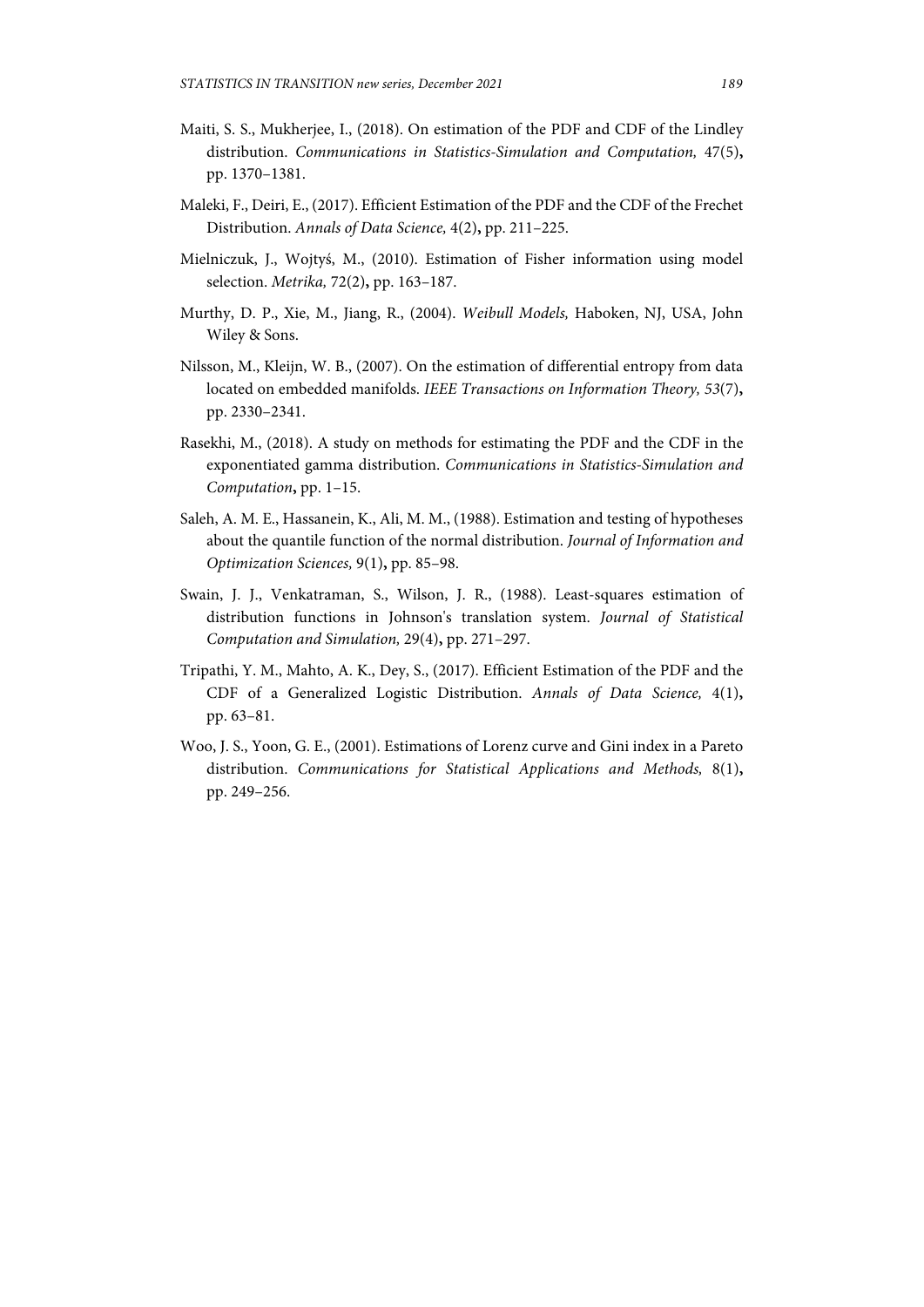Maiti, S. S., Mukherjee, I., (2018). On estimation of the PDF and CDF of the Lindley distribution. *Communications in Statistics-Simulation and Computation,* 47(5), pp. 1370–1381.

Maleki, F., Deiri, E., (2017). Efficient Estimation of the PDF and the CDF of the Frechet Distribution. *Annals of Data Science,* 4(2), pp. 211–225.

Mielniczuk, J., Wojtyś, M., (2010). Estimation of Fisher information using model selection. *Metrika,* 72(2), pp. 163–187.

Murthy, D. P., Xie, M., Jiang, R., (2004). *Weibull Models,* Haboken, NJ, USA, John Wiley & Sons.

Nilsson, M., Kleijn, W. B., (2007). On the estimation of differential entropy from data located on embedded manifolds. *IEEE Transactions on Information Theory, 53*(7), pp. 2330–2341.

Rasekhi, M., (2018). A study on methods for estimating the PDF and the CDF in the exponentiated gamma distribution. *Communications in Statistics-Simulation and Computation*, pp. 1–15.

Saleh, A. M. E., Hassanein, K., Ali, M. M., (1988). Estimation and testing of hypotheses about the quantile function of the normal distribution. *Journal of Information and Optimization Sciences,* 9(1), pp. 85–98.

Swain, J. J., Venkatraman, S., Wilson, J. R., (1988). Least-squares estimation of distribution functions in Johnson's translation system. *Journal of Statistical Computation and Simulation,* 29(4), pp. 271–297.

Tripathi, Y. M., Mahto, A. K., Dey, S., (2017). Efficient Estimation of the PDF and the CDF of a Generalized Logistic Distribution. *Annals of Data Science,* 4(1), pp. 63–81.

Woo, J. S., Yoon, G. E., (2001). Estimations of Lorenz curve and Gini index in a Pareto distribution. *Communications for Statistical Applications and Methods,* 8(1), pp. 249–256.